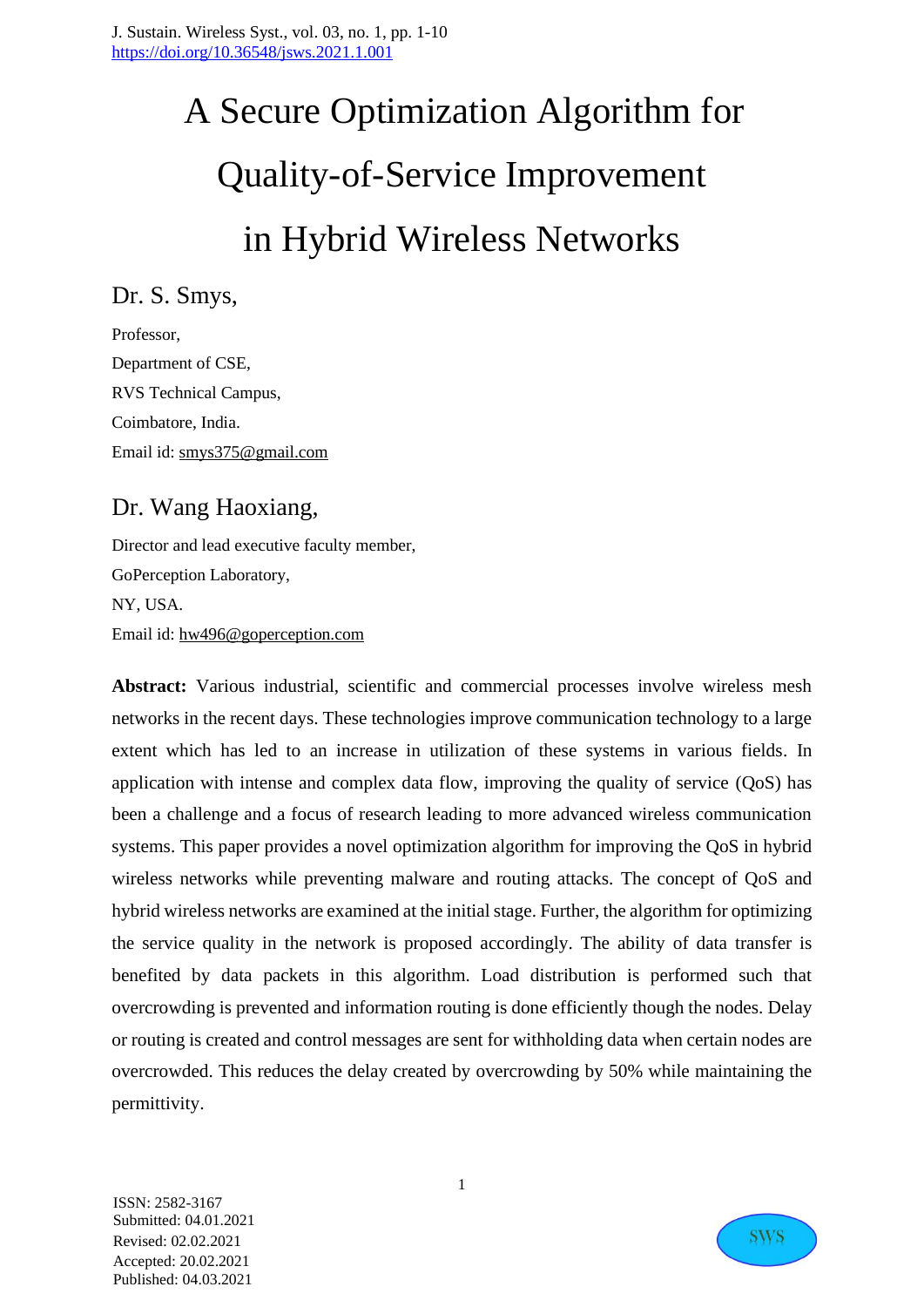J. Sustain. Wireless Syst., vol. 03, no. 1, pp. 1-10
https://doi.org/10.36548/jsws.2021.1.001

# A Secure Optimization Algorithm for Quality-of-Service Improvement in Hybrid Wireless Networks

## Dr. S. Smys,

Professor,
Department of CSE,
RVS Technical Campus,
Coimbatore, India.
Email id: smys375@gmail.com

## Dr. Wang Haoxiang,

Director and lead executive faculty member,
GoPerception Laboratory,
NY, USA.
Email id: hw496@goperception.com

**Abstract:** Various industrial, scientific and commercial processes involve wireless mesh networks in the recent days. These technologies improve communication technology to a large extent which has led to an increase in utilization of these systems in various fields. In application with intense and complex data flow, improving the quality of service (QoS) has been a challenge and a focus of research leading to more advanced wireless communication systems. This paper provides a novel optimization algorithm for improving the QoS in hybrid wireless networks while preventing malware and routing attacks. The concept of QoS and hybrid wireless networks are examined at the initial stage. Further, the algorithm for optimizing the service quality in the network is proposed accordingly. The ability of data transfer is benefited by data packets in this algorithm. Load distribution is performed such that overcrowding is prevented and information routing is done efficiently though the nodes. Delay or routing is created and control messages are sent for withholding data when certain nodes are overcrowded. This reduces the delay created by overcrowding by 50% while maintaining the permittivity.

ISSN: 2582-3167
Submitted: 04.01.2021
Revised: 02.02.2021
Accepted: 20.02.2021
Published: 04.03.2021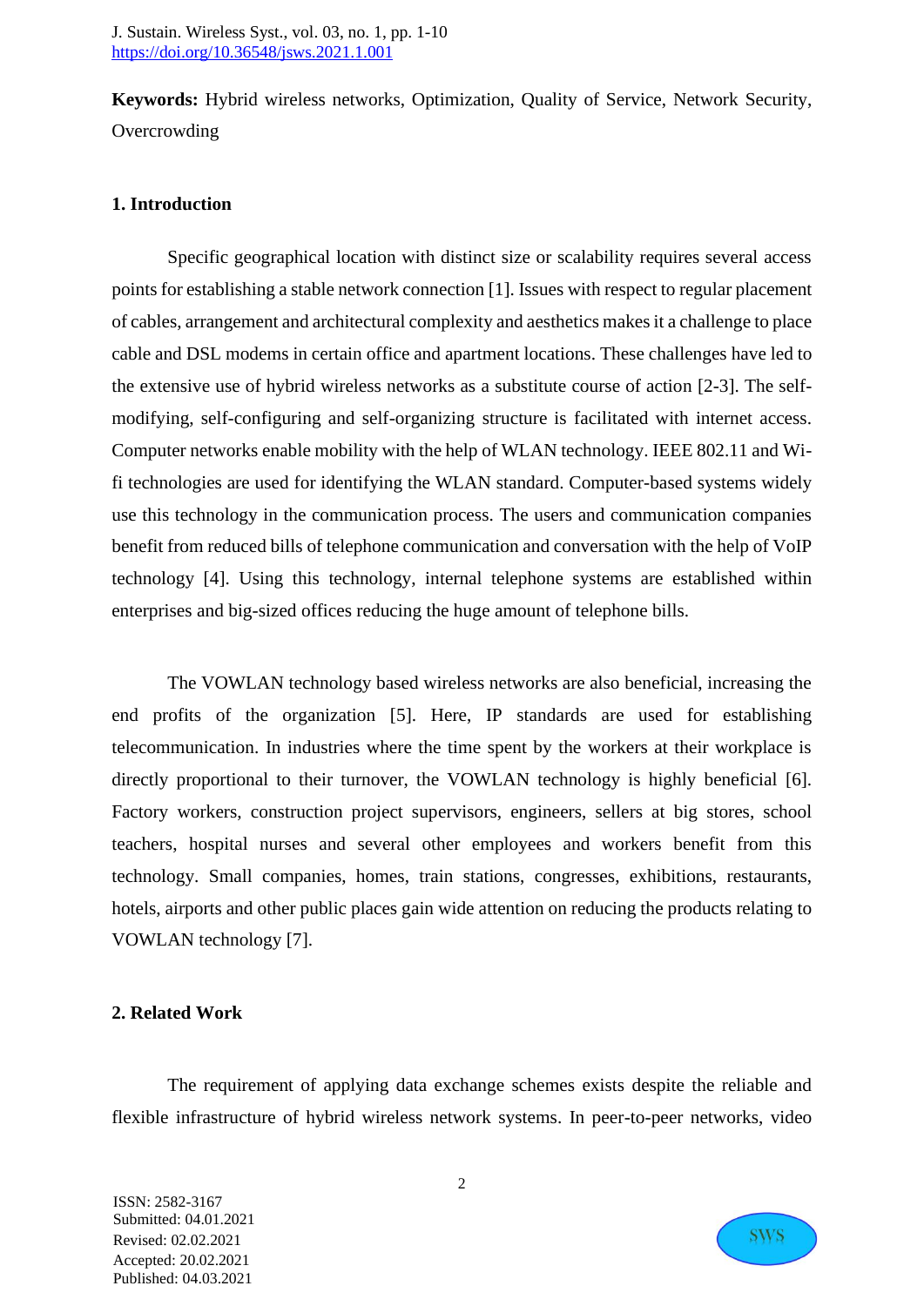**Keywords:** Hybrid wireless networks, Optimization, Quality of Service, Network Security, Overcrowding

## 1. Introduction

Specific geographical location with distinct size or scalability requires several access points for establishing a stable network connection [1]. Issues with respect to regular placement of cables, arrangement and architectural complexity and aesthetics makes it a challenge to place cable and DSL modems in certain office and apartment locations. These challenges have led to the extensive use of hybrid wireless networks as a substitute course of action [2-3]. The self-modifying, self-configuring and self-organizing structure is facilitated with internet access. Computer networks enable mobility with the help of WLAN technology. IEEE 802.11 and Wi-fi technologies are used for identifying the WLAN standard. Computer-based systems widely use this technology in the communication process. The users and communication companies benefit from reduced bills of telephone communication and conversation with the help of VoIP technology [4]. Using this technology, internal telephone systems are established within enterprises and big-sized offices reducing the huge amount of telephone bills.

The VOWLAN technology based wireless networks are also beneficial, increasing the end profits of the organization [5]. Here, IP standards are used for establishing telecommunication. In industries where the time spent by the workers at their workplace is directly proportional to their turnover, the VOWLAN technology is highly beneficial [6]. Factory workers, construction project supervisors, engineers, sellers at big stores, school teachers, hospital nurses and several other employees and workers benefit from this technology. Small companies, homes, train stations, congresses, exhibitions, restaurants, hotels, airports and other public places gain wide attention on reducing the products relating to VOWLAN technology [7].

## 2. Related Work

The requirement of applying data exchange schemes exists despite the reliable and flexible infrastructure of hybrid wireless network systems. In peer-to-peer networks, video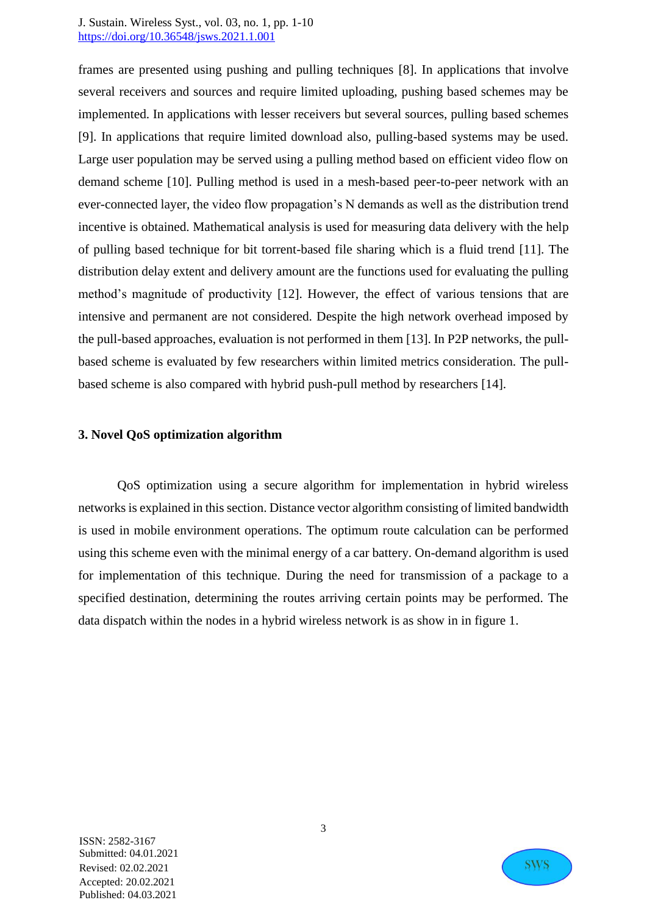frames are presented using pushing and pulling techniques [8]. In applications that involve several receivers and sources and require limited uploading, pushing based schemes may be implemented. In applications with lesser receivers but several sources, pulling based schemes [9]. In applications that require limited download also, pulling-based systems may be used. Large user population may be served using a pulling method based on efficient video flow on demand scheme [10]. Pulling method is used in a mesh-based peer-to-peer network with an ever-connected layer, the video flow propagation's N demands as well as the distribution trend incentive is obtained. Mathematical analysis is used for measuring data delivery with the help of pulling based technique for bit torrent-based file sharing which is a fluid trend [11]. The distribution delay extent and delivery amount are the functions used for evaluating the pulling method's magnitude of productivity [12]. However, the effect of various tensions that are intensive and permanent are not considered. Despite the high network overhead imposed by the pull-based approaches, evaluation is not performed in them [13]. In P2P networks, the pull-based scheme is evaluated by few researchers within limited metrics consideration. The pull-based scheme is also compared with hybrid push-pull method by researchers [14].

## 3. Novel QoS optimization algorithm

QoS optimization using a secure algorithm for implementation in hybrid wireless networks is explained in this section. Distance vector algorithm consisting of limited bandwidth is used in mobile environment operations. The optimum route calculation can be performed using this scheme even with the minimal energy of a car battery. On-demand algorithm is used for implementation of this technique. During the need for transmission of a package to a specified destination, determining the routes arriving certain points may be performed. The data dispatch within the nodes in a hybrid wireless network is as show in in figure 1.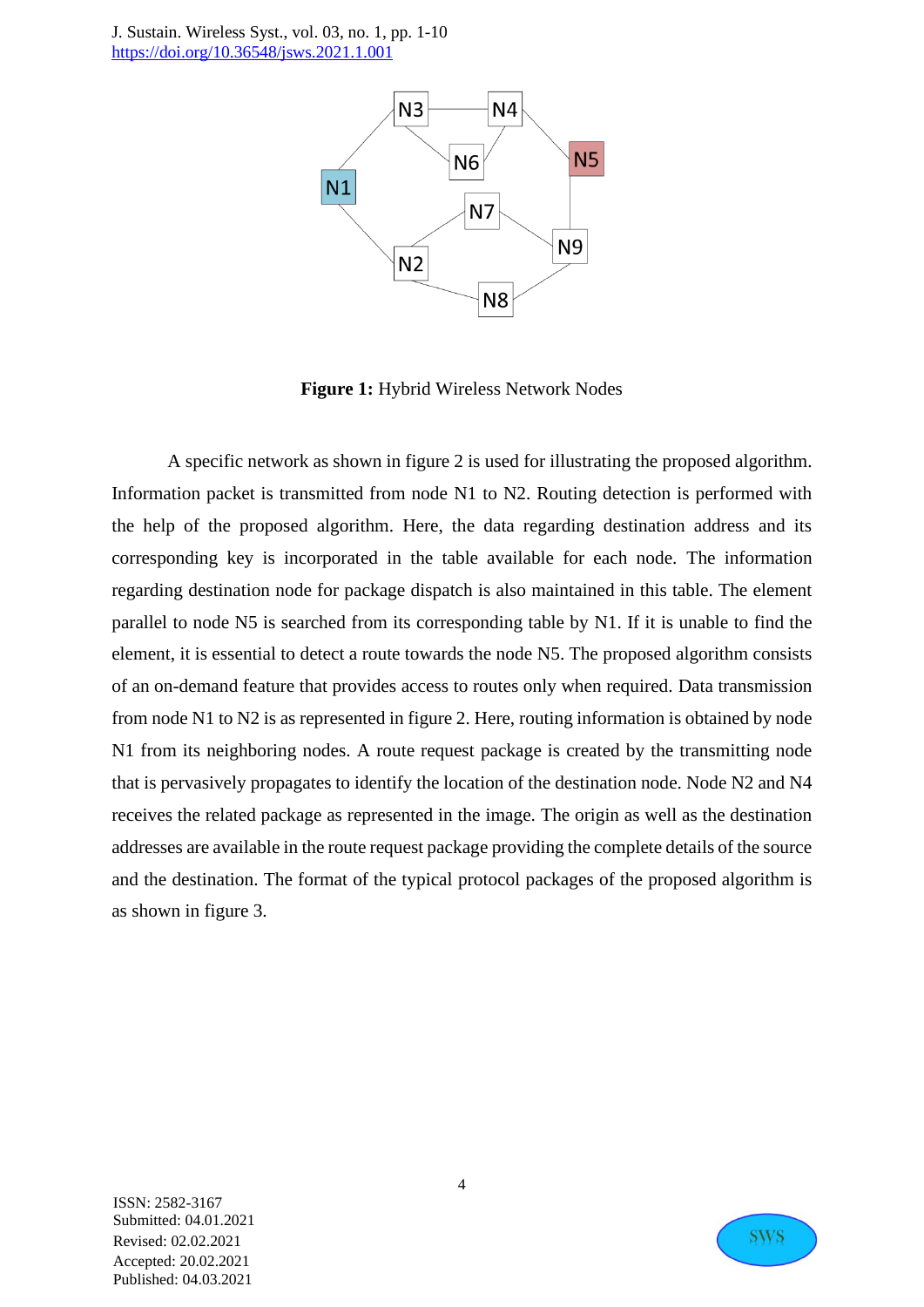**Figure 1:** Hybrid Wireless Network Nodes

A specific network as shown in figure 2 is used for illustrating the proposed algorithm. Information packet is transmitted from node N1 to N2. Routing detection is performed with the help of the proposed algorithm. Here, the data regarding destination address and its corresponding key is incorporated in the table available for each node. The information regarding destination node for package dispatch is also maintained in this table. The element parallel to node N5 is searched from its corresponding table by N1. If it is unable to find the element, it is essential to detect a route towards the node N5. The proposed algorithm consists of an on-demand feature that provides access to routes only when required. Data transmission from node N1 to N2 is as represented in figure 2. Here, routing information is obtained by node N1 from its neighboring nodes. A route request package is created by the transmitting node that is pervasively propagates to identify the location of the destination node. Node N2 and N4 receives the related package as represented in the image. The origin as well as the destination addresses are available in the route request package providing the complete details of the source and the destination. The format of the typical protocol packages of the proposed algorithm is as shown in figure 3.

ISSN: 2582-3167
Submitted: 04.01.2021
Revised: 02.02.2021
Accepted: 20.02.2021
Published: 04.03.2021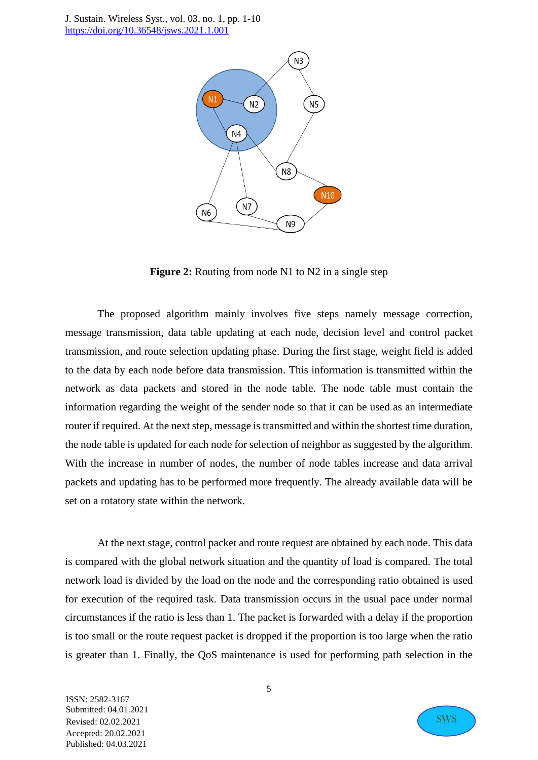**Figure 2:** Routing from node N1 to N2 in a single step

The proposed algorithm mainly involves five steps namely message correction, message transmission, data table updating at each node, decision level and control packet transmission, and route selection updating phase. During the first stage, weight field is added to the data by each node before data transmission. This information is transmitted within the network as data packets and stored in the node table. The node table must contain the information regarding the weight of the sender node so that it can be used as an intermediate router if required. At the next step, message is transmitted and within the shortest time duration, the node table is updated for each node for selection of neighbor as suggested by the algorithm. With the increase in number of nodes, the number of node tables increase and data arrival packets and updating has to be performed more frequently. The already available data will be set on a rotatory state within the network.

At the next stage, control packet and route request are obtained by each node. This data is compared with the global network situation and the quantity of load is compared. The total network load is divided by the load on the node and the corresponding ratio obtained is used for execution of the required task. Data transmission occurs in the usual pace under normal circumstances if the ratio is less than 1. The packet is forwarded with a delay if the proportion is too small or the route request packet is dropped if the proportion is too large when the ratio is greater than 1. Finally, the QoS maintenance is used for performing path selection in the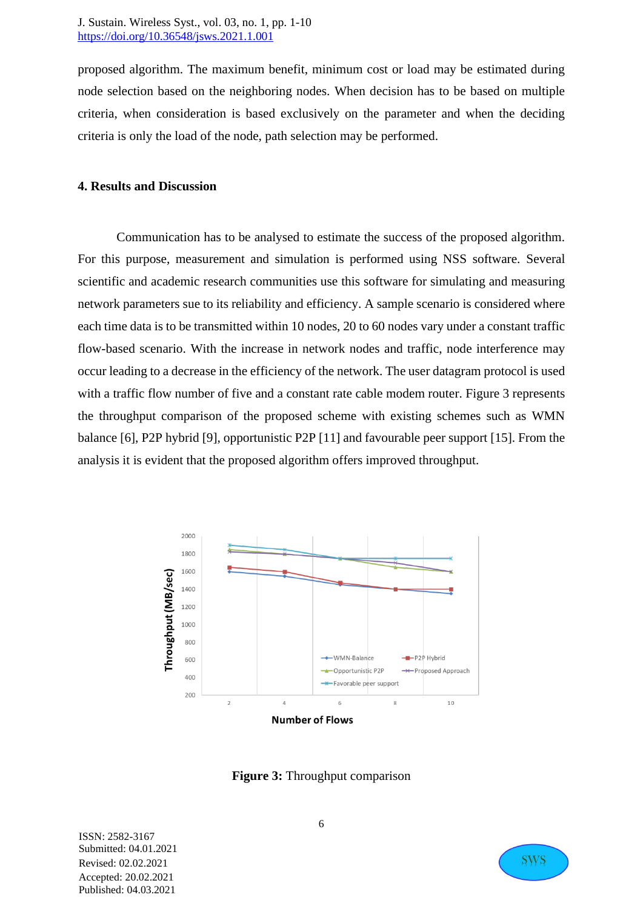proposed algorithm. The maximum benefit, minimum cost or load may be estimated during node selection based on the neighboring nodes. When decision has to be based on multiple criteria, when consideration is based exclusively on the parameter and when the deciding criteria is only the load of the node, path selection may be performed.

## 4. Results and Discussion

Communication has to be analysed to estimate the success of the proposed algorithm. For this purpose, measurement and simulation is performed using NSS software. Several scientific and academic research communities use this software for simulating and measuring network parameters sue to its reliability and efficiency. A sample scenario is considered where each time data is to be transmitted within 10 nodes, 20 to 60 nodes vary under a constant traffic flow-based scenario. With the increase in network nodes and traffic, node interference may occur leading to a decrease in the efficiency of the network. The user datagram protocol is used with a traffic flow number of five and a constant rate cable modem router. Figure 3 represents the throughput comparison of the proposed scheme with existing schemes such as WMN balance [6], P2P hybrid [9], opportunistic P2P [11] and favourable peer support [15]. From the analysis it is evident that the proposed algorithm offers improved throughput.

**Figure 3:** Throughput comparison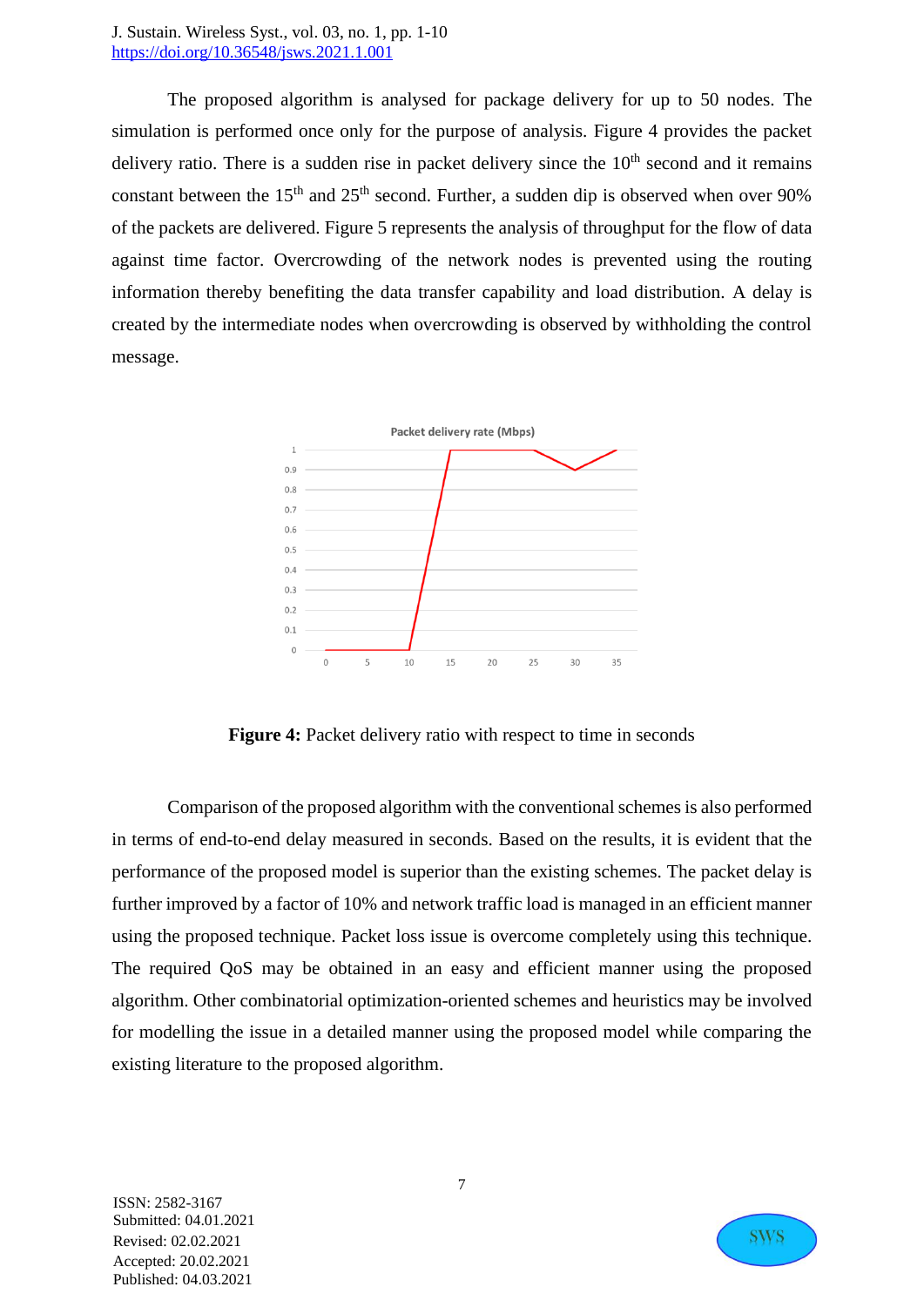The proposed algorithm is analysed for package delivery for up to 50 nodes. The simulation is performed once only for the purpose of analysis. Figure 4 provides the packet delivery ratio. There is a sudden rise in packet delivery since the $10^{th}$ second and it remains constant between the $15^{th}$ and $25^{th}$ second. Further, a sudden dip is observed when over 90% of the packets are delivered. Figure 5 represents the analysis of throughput for the flow of data against time factor. Overcrowding of the network nodes is prevented using the routing information thereby benefiting the data transfer capability and load distribution. A delay is created by the intermediate nodes when overcrowding is observed by withholding the control message.

**Figure 4:** Packet delivery ratio with respect to time in seconds

Comparison of the proposed algorithm with the conventional schemes is also performed in terms of end-to-end delay measured in seconds. Based on the results, it is evident that the performance of the proposed model is superior than the existing schemes. The packet delay is further improved by a factor of 10% and network traffic load is managed in an efficient manner using the proposed technique. Packet loss issue is overcome completely using this technique. The required QoS may be obtained in an easy and efficient manner using the proposed algorithm. Other combinatorial optimization-oriented schemes and heuristics may be involved for modelling the issue in a detailed manner using the proposed model while comparing the existing literature to the proposed algorithm.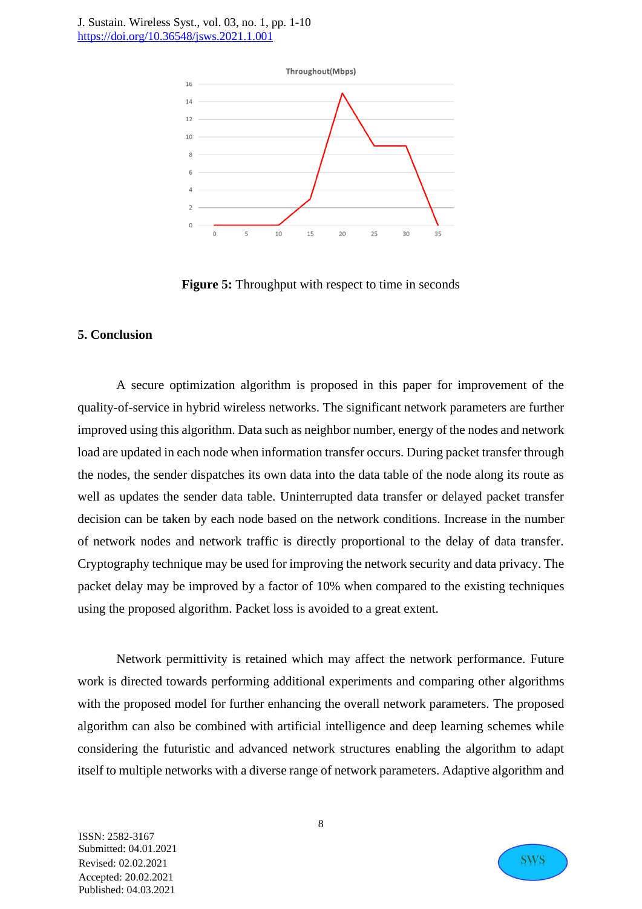**Figure 5:** Throughput with respect to time in seconds

## 5. Conclusion

A secure optimization algorithm is proposed in this paper for improvement of the quality-of-service in hybrid wireless networks. The significant network parameters are further improved using this algorithm. Data such as neighbor number, energy of the nodes and network load are updated in each node when information transfer occurs. During packet transfer through the nodes, the sender dispatches its own data into the data table of the node along its route as well as updates the sender data table. Uninterrupted data transfer or delayed packet transfer decision can be taken by each node based on the network conditions. Increase in the number of network nodes and network traffic is directly proportional to the delay of data transfer. Cryptography technique may be used for improving the network security and data privacy. The packet delay may be improved by a factor of 10% when compared to the existing techniques using the proposed algorithm. Packet loss is avoided to a great extent.

Network permittivity is retained which may affect the network performance. Future work is directed towards performing additional experiments and comparing other algorithms with the proposed model for further enhancing the overall network parameters. The proposed algorithm can also be combined with artificial intelligence and deep learning schemes while considering the futuristic and advanced network structures enabling the algorithm to adapt itself to multiple networks with a diverse range of network parameters. Adaptive algorithm and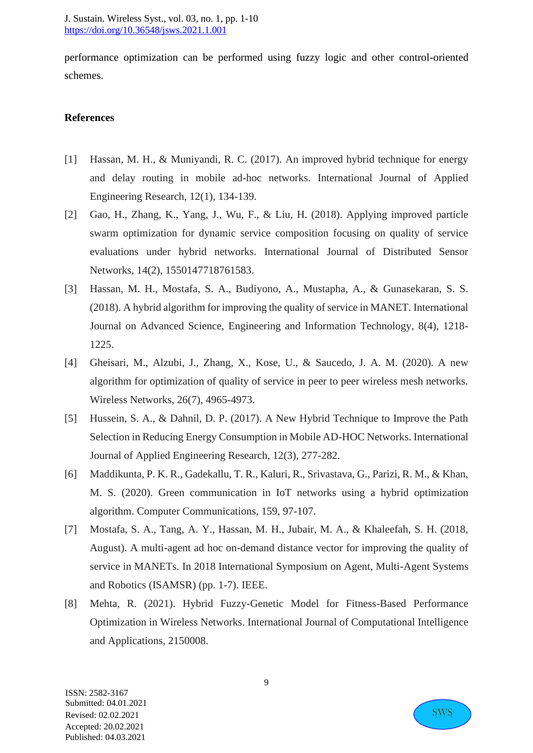performance optimization can be performed using fuzzy logic and other control-oriented schemes.

## References

[1] Hassan, M. H., & Muniyandi, R. C. (2017). An improved hybrid technique for energy and delay routing in mobile ad-hoc networks. International Journal of Applied Engineering Research, 12(1), 134-139.

[2] Gao, H., Zhang, K., Yang, J., Wu, F., & Liu, H. (2018). Applying improved particle swarm optimization for dynamic service composition focusing on quality of service evaluations under hybrid networks. International Journal of Distributed Sensor Networks, 14(2), 1550147718761583.

[3] Hassan, M. H., Mostafa, S. A., Budiyono, A., Mustapha, A., & Gunasekaran, S. S. (2018). A hybrid algorithm for improving the quality of service in MANET. International Journal on Advanced Science, Engineering and Information Technology, 8(4), 1218-1225.

[4] Gheisari, M., Alzubi, J., Zhang, X., Kose, U., & Saucedo, J. A. M. (2020). A new algorithm for optimization of quality of service in peer to peer wireless mesh networks. Wireless Networks, 26(7), 4965-4973.

[5] Hussein, S. A., & Dahnil, D. P. (2017). A New Hybrid Technique to Improve the Path Selection in Reducing Energy Consumption in Mobile AD-HOC Networks. International Journal of Applied Engineering Research, 12(3), 277-282.

[6] Maddikunta, P. K. R., Gadekallu, T. R., Kaluri, R., Srivastava, G., Parizi, R. M., & Khan, M. S. (2020). Green communication in IoT networks using a hybrid optimization algorithm. Computer Communications, 159, 97-107.

[7] Mostafa, S. A., Tang, A. Y., Hassan, M. H., Jubair, M. A., & Khaleefah, S. H. (2018, August). A multi-agent ad hoc on-demand distance vector for improving the quality of service in MANETs. In 2018 International Symposium on Agent, Multi-Agent Systems and Robotics (ISAMSR) (pp. 1-7). IEEE.

[8] Mehta, R. (2021). Hybrid Fuzzy-Genetic Model for Fitness-Based Performance Optimization in Wireless Networks. International Journal of Computational Intelligence and Applications, 2150008.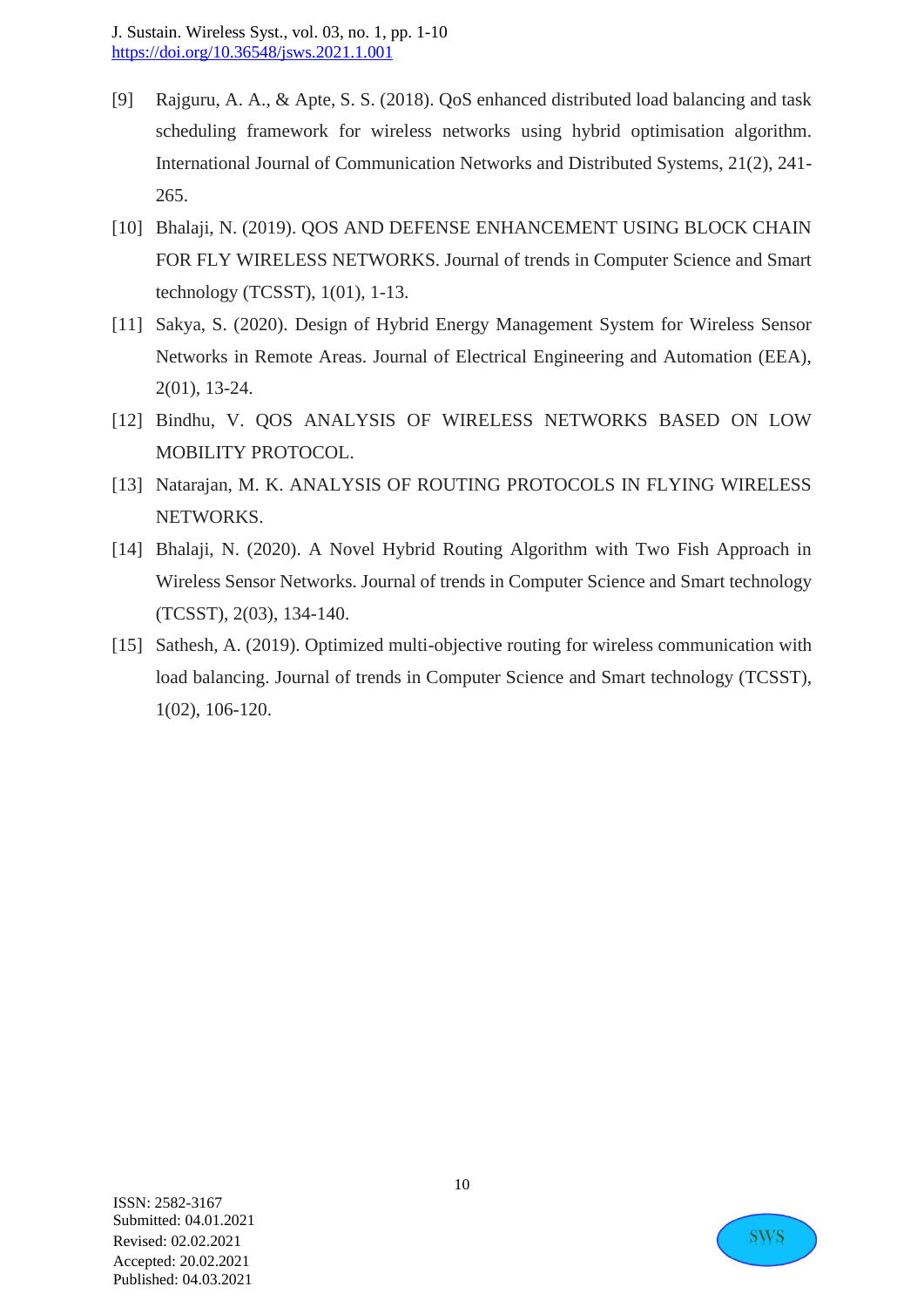[9] Rajguru, A. A., & Apte, S. S. (2018). QoS enhanced distributed load balancing and task scheduling framework for wireless networks using hybrid optimisation algorithm. International Journal of Communication Networks and Distributed Systems, 21(2), 241-265.

[10] Bhalaji, N. (2019). QOS AND DEFENSE ENHANCEMENT USING BLOCK CHAIN FOR FLY WIRELESS NETWORKS. Journal of trends in Computer Science and Smart technology (TCSST), 1(01), 1-13.

[11] Sakya, S. (2020). Design of Hybrid Energy Management System for Wireless Sensor Networks in Remote Areas. Journal of Electrical Engineering and Automation (EEA), 2(01), 13-24.

[12] Bindhu, V. QOS ANALYSIS OF WIRELESS NETWORKS BASED ON LOW MOBILITY PROTOCOL.

[13] Natarajan, M. K. ANALYSIS OF ROUTING PROTOCOLS IN FLYING WIRELESS NETWORKS.

[14] Bhalaji, N. (2020). A Novel Hybrid Routing Algorithm with Two Fish Approach in Wireless Sensor Networks. Journal of trends in Computer Science and Smart technology (TCSST), 2(03), 134-140.

[15] Sathesh, A. (2019). Optimized multi-objective routing for wireless communication with load balancing. Journal of trends in Computer Science and Smart technology (TCSST), 1(02), 106-120.

ISSN: 2582-3167
Submitted: 04.01.2021
Revised: 02.02.2021
Accepted: 20.02.2021
Published: 04.03.2021